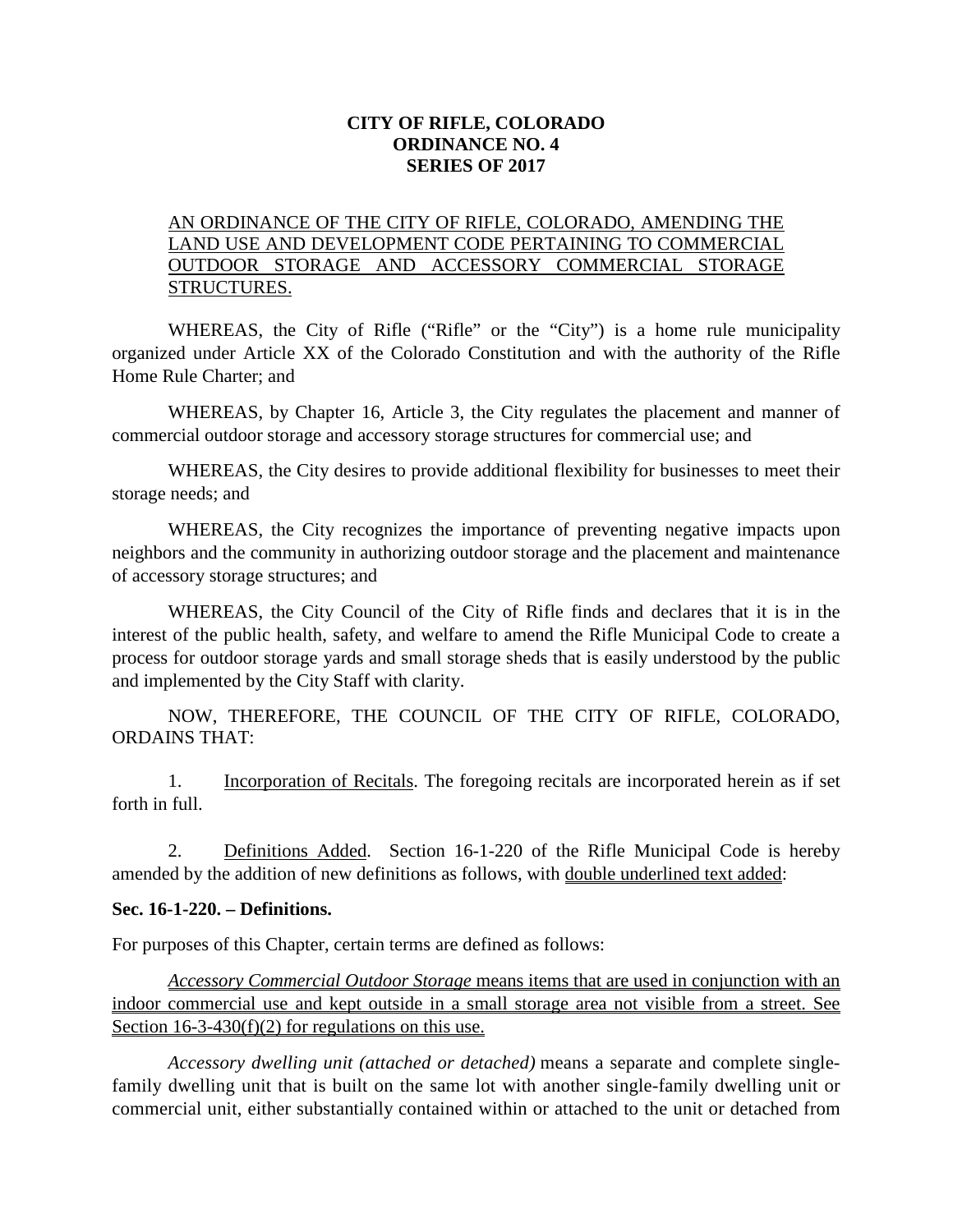**CITY OF RIFLE, COLORADO**
**ORDINANCE NO. 4**
**SERIES OF 2017**

<u>AN ORDINANCE OF THE CITY OF RIFLE, COLORADO, AMENDING THE LAND USE AND DEVELOPMENT CODE PERTAINING TO COMMERCIAL OUTDOOR STORAGE AND ACCESSORY COMMERCIAL STORAGE STRUCTURES.</u>

WHEREAS, the City of Rifle ("Rifle" or the "City") is a home rule municipality organized under Article XX of the Colorado Constitution and with the authority of the Rifle Home Rule Charter; and

WHEREAS, by Chapter 16, Article 3, the City regulates the placement and manner of commercial outdoor storage and accessory storage structures for commercial use; and

WHEREAS, the City desires to provide additional flexibility for businesses to meet their storage needs; and

WHEREAS, the City recognizes the importance of preventing negative impacts upon neighbors and the community in authorizing outdoor storage and the placement and maintenance of accessory storage structures; and

WHEREAS, the City Council of the City of Rifle finds and declares that it is in the interest of the public health, safety, and welfare to amend the Rifle Municipal Code to create a process for outdoor storage yards and small storage sheds that is easily understood by the public and implemented by the City Staff with clarity.

NOW, THEREFORE, THE COUNCIL OF THE CITY OF RIFLE, COLORADO, ORDAINS THAT:

1. <u>Incorporation of Recitals</u>. The foregoing recitals are incorporated herein as if set forth in full.

2. <u>Definitions Added</u>. Section 16-1-220 of the Rifle Municipal Code is hereby amended by the addition of new definitions as follows, with <u>double underlined text added</u>:

**Sec. 16-1-220. – Definitions.**

For purposes of this Chapter, certain terms are defined as follows:

<u>*Accessory Commercial Outdoor Storage* means items that are used in conjunction with an indoor commercial use and kept outside in a small storage area not visible from a street. See Section 16-3-430(f)(2) for regulations on this use.</u>

*Accessory dwelling unit (attached or detached)* means a separate and complete single-family dwelling unit that is built on the same lot with another single-family dwelling unit or commercial unit, either substantially contained within or attached to the unit or detached from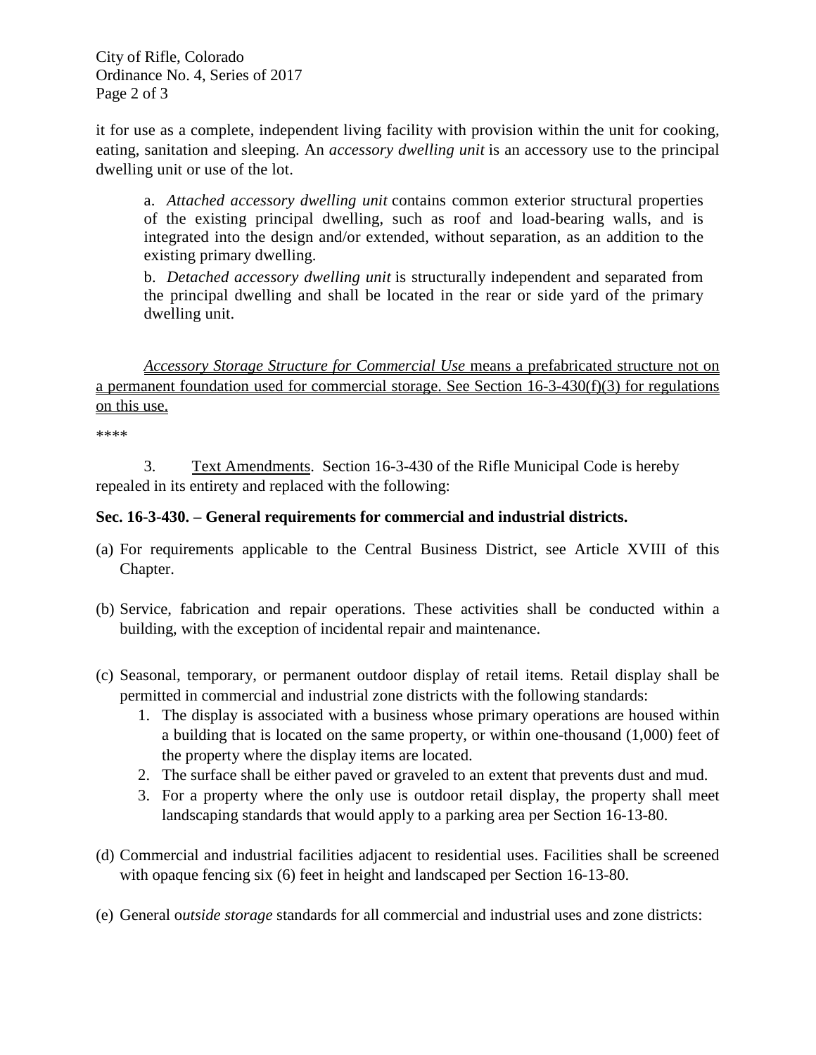it for use as a complete, independent living facility with provision within the unit for cooking, eating, sanitation and sleeping. An *accessory dwelling unit* is an accessory use to the principal dwelling unit or use of the lot.

> a. *Attached accessory dwelling unit* contains common exterior structural properties of the existing principal dwelling, such as roof and load-bearing walls, and is integrated into the design and/or extended, without separation, as an addition to the existing primary dwelling.
>
> b. *Detached accessory dwelling unit* is structurally independent and separated from the principal dwelling and shall be located in the rear or side yard of the primary dwelling unit.

<u>*Accessory Storage Structure for Commercial Use* means a prefabricated structure not on a permanent foundation used for commercial storage. See Section 16-3-430(f)(3) for regulations on this use.</u>

****

3. <u>Text Amendments</u>. Section 16-3-430 of the Rifle Municipal Code is hereby repealed in its entirety and replaced with the following:

**Sec. 16-3-430. – General requirements for commercial and industrial districts.**

(a) For requirements applicable to the Central Business District, see Article XVIII of this Chapter.

(b) Service, fabrication and repair operations. These activities shall be conducted within a building, with the exception of incidental repair and maintenance.

(c) Seasonal, temporary, or permanent outdoor display of retail items*.* Retail display shall be permitted in commercial and industrial zone districts with the following standards:
   1. The display is associated with a business whose primary operations are housed within a building that is located on the same property, or within one-thousand (1,000) feet of the property where the display items are located.
   2. The surface shall be either paved or graveled to an extent that prevents dust and mud.
   3. For a property where the only use is outdoor retail display, the property shall meet landscaping standards that would apply to a parking area per Section 16-13-80.

(d) Commercial and industrial facilities adjacent to residential uses. Facilities shall be screened with opaque fencing six (6) feet in height and landscaped per Section 16-13-80.

(e) General o*utside storage* standards for all commercial and industrial uses and zone districts: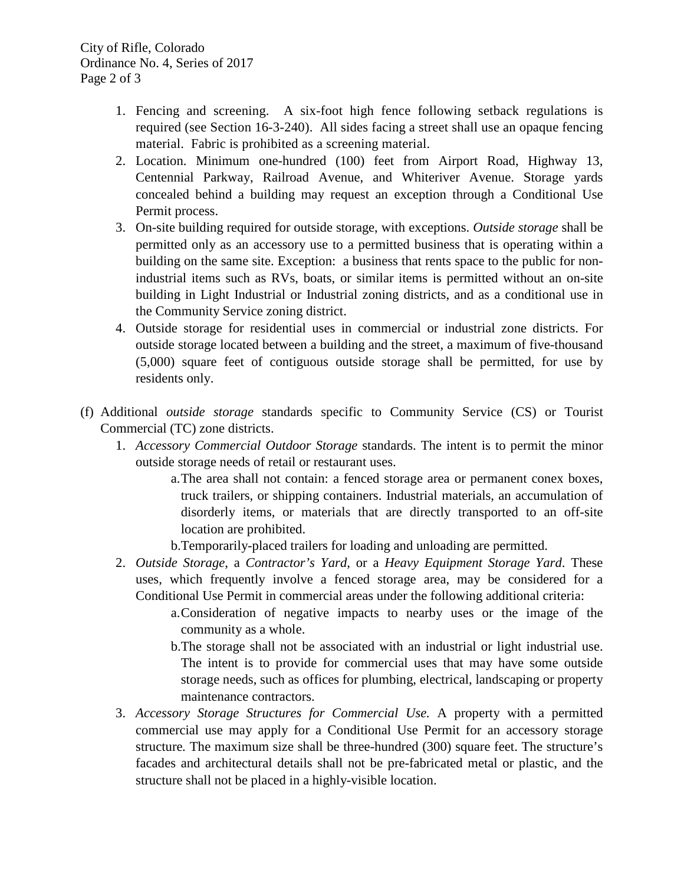1. Fencing and screening. A six-foot high fence following setback regulations is required (see Section 16-3-240). All sides facing a street shall use an opaque fencing material. Fabric is prohibited as a screening material.
2. Location. Minimum one-hundred (100) feet from Airport Road, Highway 13, Centennial Parkway, Railroad Avenue, and Whiteriver Avenue. Storage yards concealed behind a building may request an exception through a Conditional Use Permit process.
3. On-site building required for outside storage, with exceptions. *Outside storage* shall be permitted only as an accessory use to a permitted business that is operating within a building on the same site. Exception: a business that rents space to the public for non-industrial items such as RVs, boats, or similar items is permitted without an on-site building in Light Industrial or Industrial zoning districts, and as a conditional use in the Community Service zoning district.
4. Outside storage for residential uses in commercial or industrial zone districts. For outside storage located between a building and the street, a maximum of five-thousand (5,000) square feet of contiguous outside storage shall be permitted, for use by residents only.

(f) Additional *outside storage* standards specific to Community Service (CS) or Tourist Commercial (TC) zone districts.

1. *Accessory Commercial Outdoor Storage* standards. The intent is to permit the minor outside storage needs of retail or restaurant uses.
   - a. The area shall not contain: a fenced storage area or permanent conex boxes, truck trailers, or shipping containers. Industrial materials, an accumulation of disorderly items, or materials that are directly transported to an off-site location are prohibited.
   - b. Temporarily-placed trailers for loading and unloading are permitted.
2. *Outside Storage*, a *Contractor's Yard*, or a *Heavy Equipment Storage Yard*. These uses, which frequently involve a fenced storage area, may be considered for a Conditional Use Permit in commercial areas under the following additional criteria:
   - a. Consideration of negative impacts to nearby uses or the image of the community as a whole.
   - b. The storage shall not be associated with an industrial or light industrial use. The intent is to provide for commercial uses that may have some outside storage needs, such as offices for plumbing, electrical, landscaping or property maintenance contractors.
3. *Accessory Storage Structures for Commercial Use.* A property with a permitted commercial use may apply for a Conditional Use Permit for an accessory storage structure. The maximum size shall be three-hundred (300) square feet. The structure's facades and architectural details shall not be pre-fabricated metal or plastic, and the structure shall not be placed in a highly-visible location.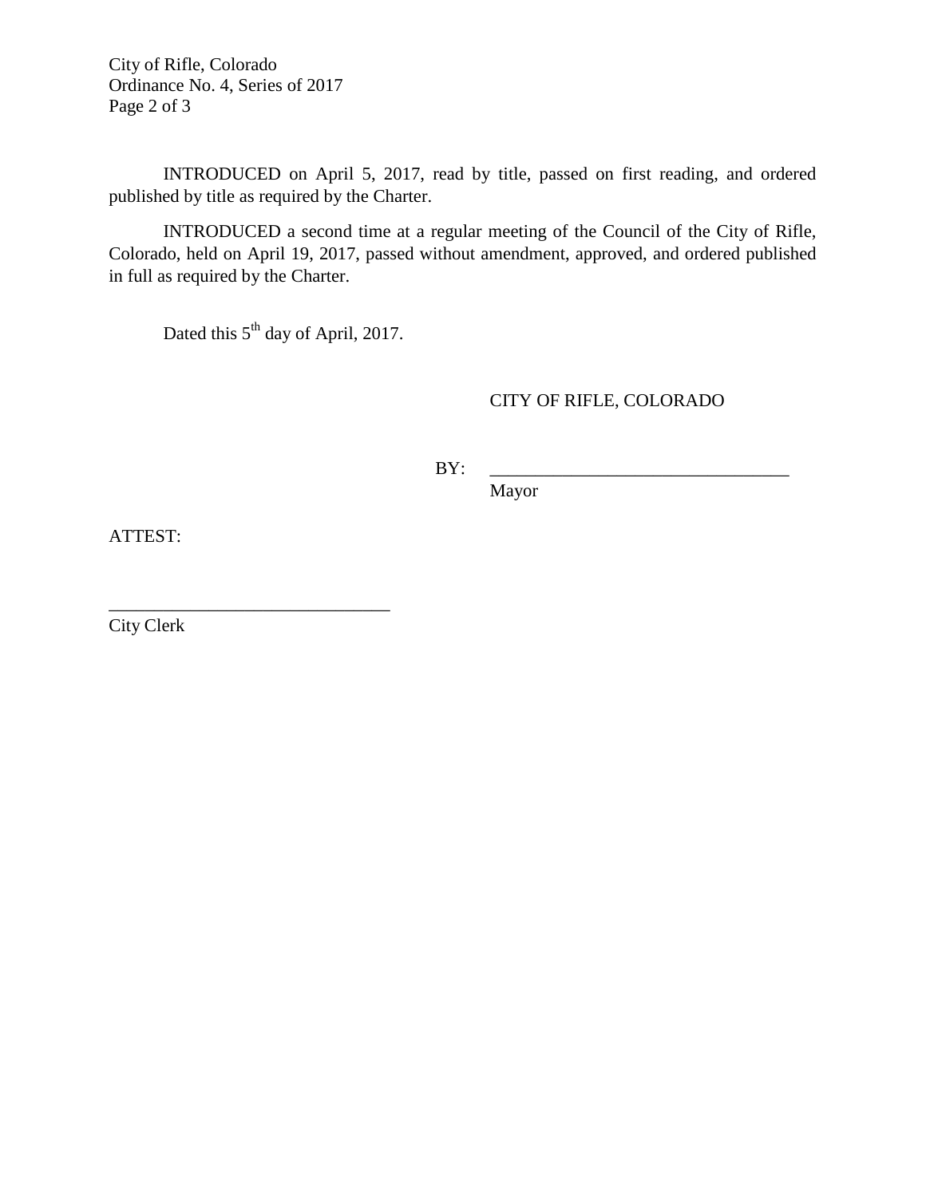INTRODUCED on April 5, 2017, read by title, passed on first reading, and ordered published by title as required by the Charter.

INTRODUCED a second time at a regular meeting of the Council of the City of Rifle, Colorado, held on April 19, 2017, passed without amendment, approved, and ordered published in full as required by the Charter.

Dated this 5th day of April, 2017.

CITY OF RIFLE, COLORADO

BY: _________________________________
Mayor

ATTEST:

_______________________________
City Clerk